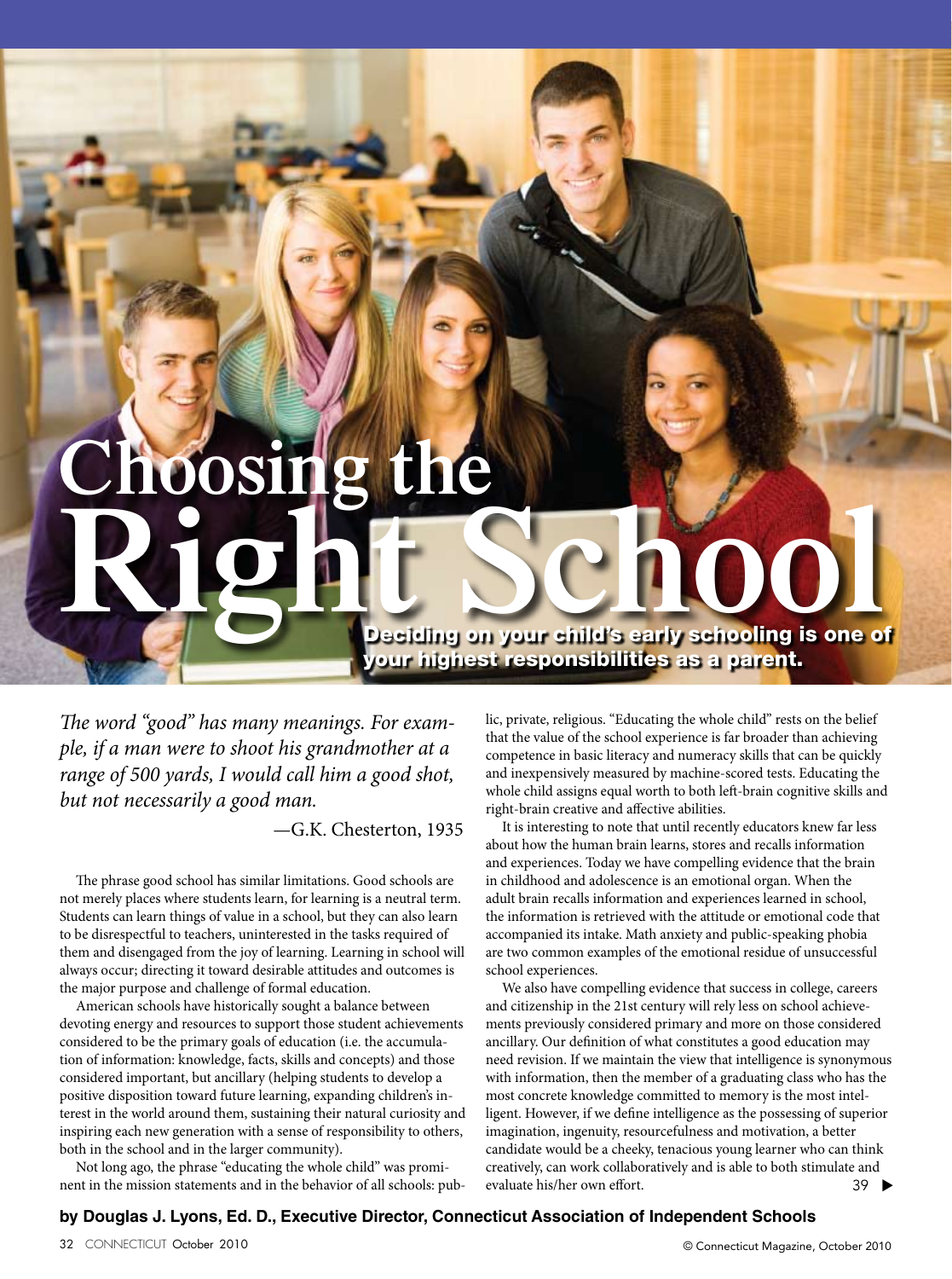# Choosing the Right School

**Deciding on your child's early schooling is one of your highest responsibilities as a parent.**

**by Douglas J. Lyons, Ed. D., Executive Director, Connecticut Association of Independent Schools**

*The word "good" has many meanings. For example, if a man were to shoot his grandmother at a range of 500 yards, I would call him a good shot, but not necessarily a good man.*

—G.K. Chesterton, 1935

The phrase good school has similar limitations. Good schools are not merely places where students learn, for learning is a neutral term. Students can learn things of value in a school, but they can also learn to be disrespectful to teachers, uninterested in the tasks required of them and disengaged from the joy of learning. Learning in school will always occur; directing it toward desirable attitudes and outcomes is the major purpose and challenge of formal education.

American schools have historically sought a balance between devoting energy and resources to support those student achievements considered to be the primary goals of education (i.e. the accumulation of information: knowledge, facts, skills and concepts) and those considered important, but ancillary (helping students to develop a positive disposition toward future learning, expanding children's interest in the world around them, sustaining their natural curiosity and inspiring each new generation with a sense of responsibility to others, both in the school and in the larger community).

Not long ago, the phrase "educating the whole child" was prominent in the mission statements and in the behavior of all schools: public, private, religious. "Educating the whole child" rests on the belief that the value of the school experience is far broader than achieving competence in basic literacy and numeracy skills that can be quickly and inexpensively measured by machine-scored tests. Educating the whole child assigns equal worth to both left-brain cognitive skills and right-brain creative and affective abilities.

It is interesting to note that until recently educators knew far less about how the human brain learns, stores and recalls information and experiences. Today we have compelling evidence that the brain in childhood and adolescence is an emotional organ. When the adult brain recalls information and experiences learned in school, the information is retrieved with the attitude or emotional code that accompanied its intake. Math anxiety and public-speaking phobia are two common examples of the emotional residue of unsuccessful school experiences.

We also have compelling evidence that success in college, careers and citizenship in the 21st century will rely less on school achievements previously considered primary and more on those considered ancillary. Our definition of what constitutes a good education may need revision. If we maintain the view that intelligence is synonymous with information, then the member of a graduating class who has the most concrete knowledge committed to memory is the most intelligent. However, if we define intelligence as the possessing of superior imagination, ingenuity, resourcefulness and motivation, a better candidate would be a cheeky, tenacious young learner who can think creatively, can work collaboratively and is able to both stimulate and evaluate his/her own effort.

39 ▶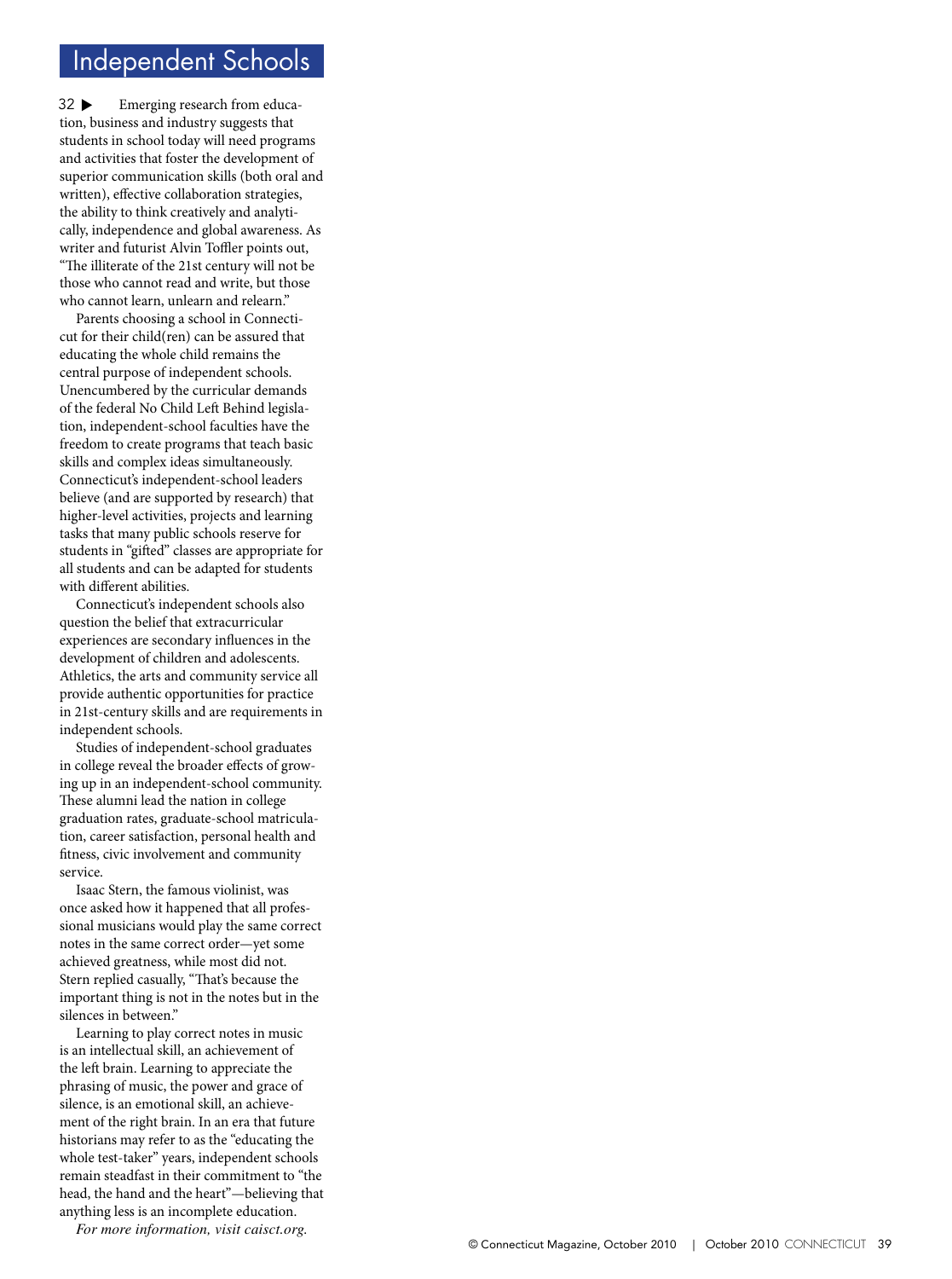## Independent Schools

32 ▶ Emerging research from education, business and industry suggests that students in school today will need programs and activities that foster the development of superior communication skills (both oral and written), effective collaboration strategies, the ability to think creatively and analytically, independence and global awareness. As writer and futurist Alvin Toffler points out, "The illiterate of the 21st century will not be those who cannot read and write, but those who cannot learn, unlearn and relearn."

Parents choosing a school in Connecticut for their child(ren) can be assured that educating the whole child remains the central purpose of independent schools. Unencumbered by the curricular demands of the federal No Child Left Behind legislation, independent-school faculties have the freedom to create programs that teach basic skills and complex ideas simultaneously. Connecticut's independent-school leaders believe (and are supported by research) that higher-level activities, projects and learning tasks that many public schools reserve for students in "gifted" classes are appropriate for all students and can be adapted for students with different abilities.

Connecticut's independent schools also question the belief that extracurricular experiences are secondary influences in the development of children and adolescents. Athletics, the arts and community service all provide authentic opportunities for practice in 21st-century skills and are requirements in independent schools.

Studies of independent-school graduates in college reveal the broader effects of growing up in an independent-school community. These alumni lead the nation in college graduation rates, graduate-school matriculation, career satisfaction, personal health and fitness, civic involvement and community service.

Isaac Stern, the famous violinist, was once asked how it happened that all professional musicians would play the same correct notes in the same correct order—yet some achieved greatness, while most did not. Stern replied casually, "That's because the important thing is not in the notes but in the silences in between."

Learning to play correct notes in music is an intellectual skill, an achievement of the left brain. Learning to appreciate the phrasing of music, the power and grace of silence, is an emotional skill, an achievement of the right brain. In an era that future historians may refer to as the "educating the whole test-taker" years, independent schools remain steadfast in their commitment to "the head, the hand and the heart"—believing that anything less is an incomplete education.

*For more information, visit caisct.org.*

© Connecticut Magazine, October 2010